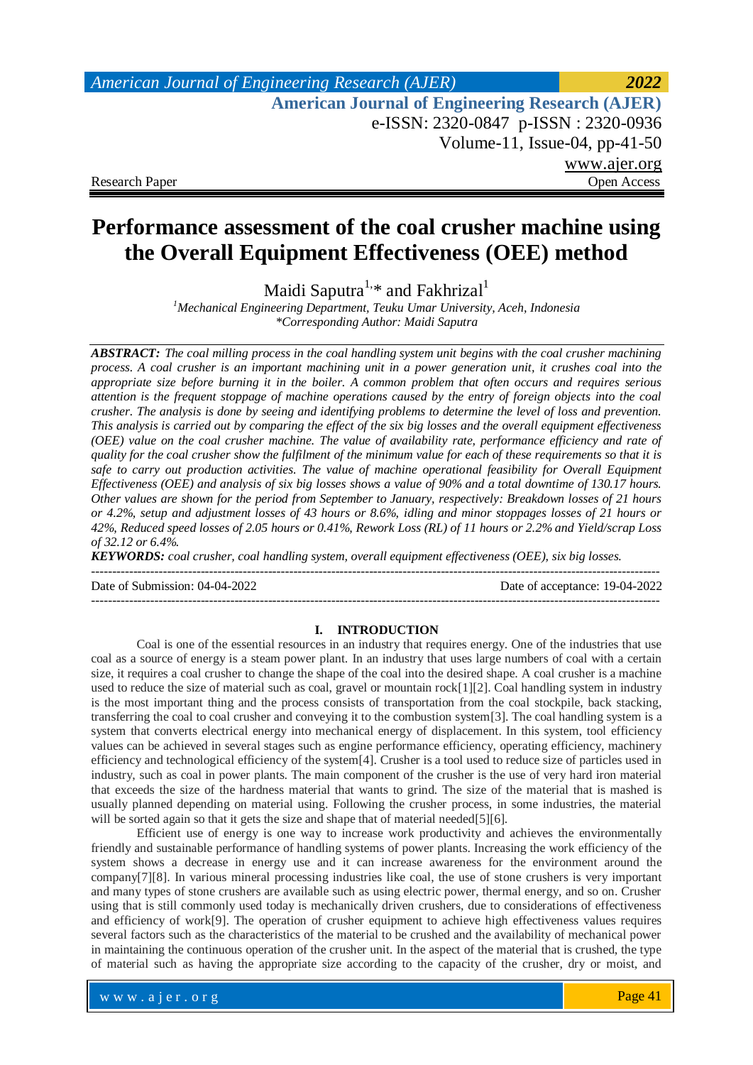Research Paper

Open Access

# Performance assessment of the coal crusher machine using the Overall Equipment Effectiveness (OEE) method

Maidi Saputra[1,]* and Fakhrizal[1]

[1]Mechanical Engineering Department, Teuku Umar University, Aceh, Indonesia
*Corresponding Author: Maidi Saputra

***ABSTRACT:*** *The coal milling process in the coal handling system unit begins with the coal crusher machining process. A coal crusher is an important machining unit in a power generation unit, it crushes coal into the appropriate size before burning it in the boiler. A common problem that often occurs and requires serious attention is the frequent stoppage of machine operations caused by the entry of foreign objects into the coal crusher. The analysis is done by seeing and identifying problems to determine the level of loss and prevention. This analysis is carried out by comparing the effect of the six big losses and the overall equipment effectiveness (OEE) value on the coal crusher machine. The value of availability rate, performance efficiency and rate of quality for the coal crusher show the fulfilment of the minimum value for each of these requirements so that it is safe to carry out production activities. The value of machine operational feasibility for Overall Equipment Effectiveness (OEE) and analysis of six big losses shows a value of 90% and a total downtime of 130.17 hours. Other values are shown for the period from September to January, respectively: Breakdown losses of 21 hours or 4.2%, setup and adjustment losses of 43 hours or 8.6%, idling and minor stoppages losses of 21 hours or 42%, Reduced speed losses of 2.05 hours or 0.41%, Rework Loss (RL) of 11 hours or 2.2% and Yield/scrap Loss of 32.12 or 6.4%.*

***KEYWORDS:*** *coal crusher, coal handling system, overall equipment effectiveness (OEE), six big losses.*

---

Date of Submission: 04-04-2022 Date of acceptance: 19-04-2022

---

## I. INTRODUCTION

Coal is one of the essential resources in an industry that requires energy. One of the industries that use coal as a source of energy is a steam power plant. In an industry that uses large numbers of coal with a certain size, it requires a coal crusher to change the shape of the coal into the desired shape. A coal crusher is a machine used to reduce the size of material such as coal, gravel or mountain rock[1][2]. Coal handling system in industry is the most important thing and the process consists of transportation from the coal stockpile, back stacking, transferring the coal to coal crusher and conveying it to the combustion system[3]. The coal handling system is a system that converts electrical energy into mechanical energy of displacement. In this system, tool efficiency values can be achieved in several stages such as engine performance efficiency, operating efficiency, machinery efficiency and technological efficiency of the system[4]. Crusher is a tool used to reduce size of particles used in industry, such as coal in power plants. The main component of the crusher is the use of very hard iron material that exceeds the size of the hardness material that wants to grind. The size of the material that is mashed is usually planned depending on material using. Following the crusher process, in some industries, the material will be sorted again so that it gets the size and shape that of material needed[5][6].

Efficient use of energy is one way to increase work productivity and achieves the environmentally friendly and sustainable performance of handling systems of power plants. Increasing the work efficiency of the system shows a decrease in energy use and it can increase awareness for the environment around the company[7][8]. In various mineral processing industries like coal, the use of stone crushers is very important and many types of stone crushers are available such as using electric power, thermal energy, and so on. Crusher using that is still commonly used today is mechanically driven crushers, due to considerations of effectiveness and efficiency of work[9]. The operation of crusher equipment to achieve high effectiveness values requires several factors such as the characteristics of the material to be crushed and the availability of mechanical power in maintaining the continuous operation of the crusher unit. In the aspect of the material that is crushed, the type of material such as having the appropriate size according to the capacity of the crusher, dry or moist, and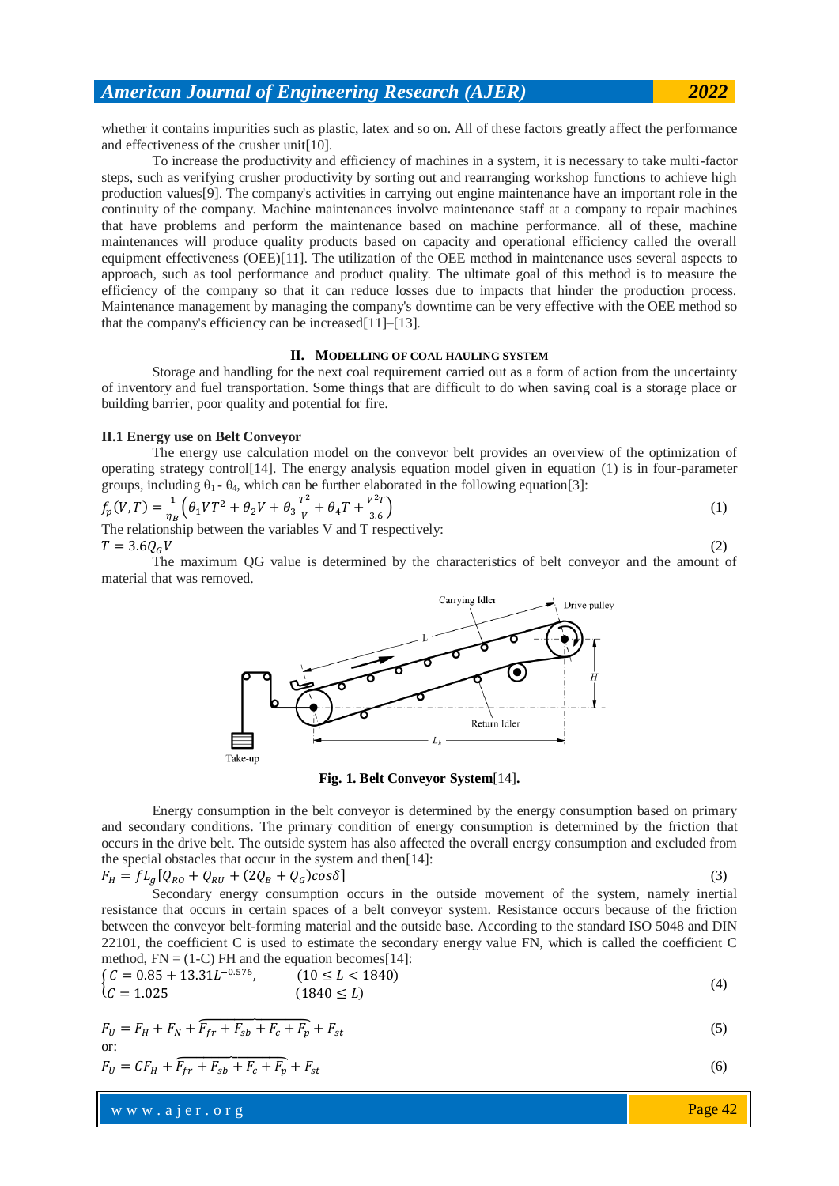whether it contains impurities such as plastic, latex and so on. All of these factors greatly affect the performance and effectiveness of the crusher unit[10].

To increase the productivity and efficiency of machines in a system, it is necessary to take multi-factor steps, such as verifying crusher productivity by sorting out and rearranging workshop functions to achieve high production values[9]. The company's activities in carrying out engine maintenance have an important role in the continuity of the company. Machine maintenances involve maintenance staff at a company to repair machines that have problems and perform the maintenance based on machine performance. all of these, machine maintenances will produce quality products based on capacity and operational efficiency called the overall equipment effectiveness (OEE)[11]. The utilization of the OEE method in maintenance uses several aspects to approach, such as tool performance and product quality. The ultimate goal of this method is to measure the efficiency of the company so that it can reduce losses due to impacts that hinder the production process. Maintenance management by managing the company's downtime can be very effective with the OEE method so that the company's efficiency can be increased[11]–[13].

## II. MODELLING OF COAL HAULING SYSTEM

Storage and handling for the next coal requirement carried out as a form of action from the uncertainty of inventory and fuel transportation. Some things that are difficult to do when saving coal is a storage place or building barrier, poor quality and potential for fire.

### II.1 Energy use on Belt Conveyor

The energy use calculation model on the conveyor belt provides an overview of the optimization of operating strategy control[14]. The energy analysis equation model given in equation (1) is in four-parameter groups, including $\theta_1$ - $\theta_4$, which can be further elaborated in the following equation[3]:

$$f_p(V,T) = \frac{1}{\eta_B}\left(\theta_1 VT^2 + \theta_2 V + \theta_3 \frac{T^2}{V} + \theta_4 T + \frac{V^2 T}{3.6}\right) \tag{1}$$

The relationship between the variables V and T respectively:

$$T = 3.6 Q_G V \tag{2}$$

The maximum QG value is determined by the characteristics of belt conveyor and the amount of material that was removed.

**Fig. 1. Belt Conveyor System**[14].

Energy consumption in the belt conveyor is determined by the energy consumption based on primary and secondary conditions. The primary condition of energy consumption is determined by the friction that occurs in the drive belt. The outside system has also affected the overall energy consumption and excluded from the special obstacles that occur in the system and then[14]:

$$F_H = fL_g[Q_{RO} + Q_{RU} + (2Q_B + Q_G)cos\delta] \tag{3}$$

Secondary energy consumption occurs in the outside movement of the system, namely inertial resistance that occurs in certain spaces of a belt conveyor system. Resistance occurs because of the friction between the conveyor belt-forming material and the outside base. According to the standard ISO 5048 and DIN 22101, the coefficient C is used to estimate the secondary energy value FN, which is called the coefficient C method, FN = (1-C) FH and the equation becomes[14]:

$$\begin{cases} C = 0.85 + 13.31L^{-0.576}, & (10 \le L < 1840) \\ C = 1.025 & (1840 \le L) \end{cases} \tag{4}$$

$$F_U = F_H + F_N + \overbrace{F_{fr} + F_{sb} + F_c + F_p} + F_{st} \tag{5}$$

or:

$$F_U = CF_H + \overbrace{F_{fr} + F_{sb} + F_c + F_p} + F_{st} \tag{6}$$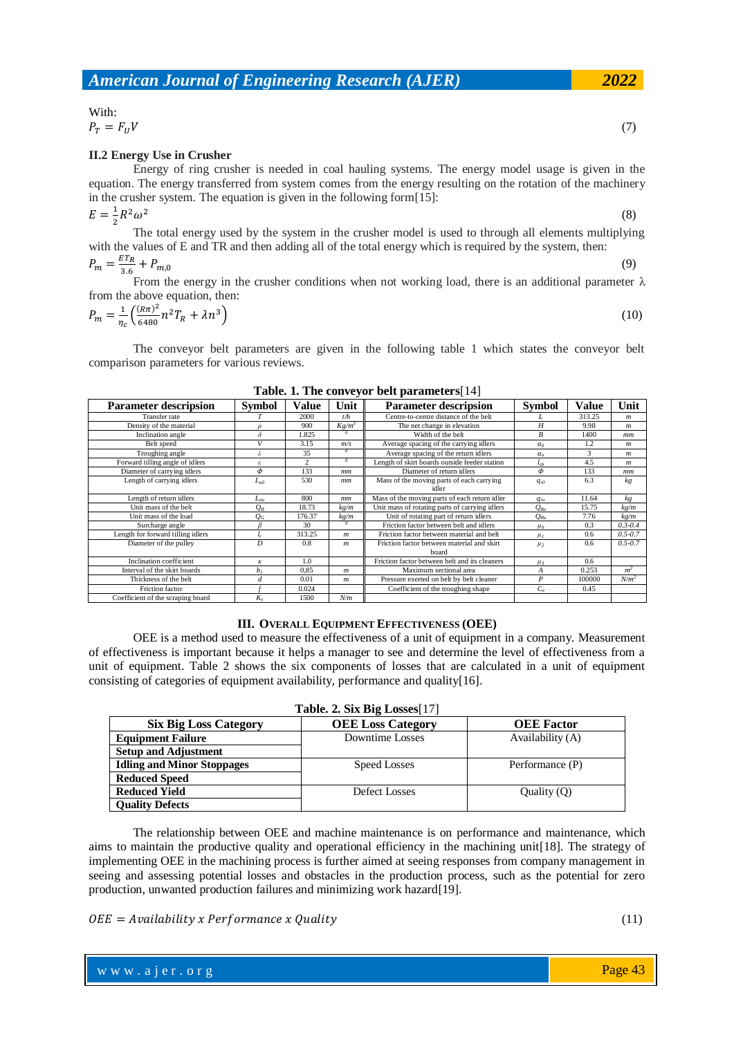With:

$$P_T = F_U V \tag{7}$$

### II.2 Energy Use in Crusher

Energy of ring crusher is needed in coal hauling systems. The energy model usage is given in the equation. The energy transferred from system comes from the energy resulting on the rotation of the machinery in the crusher system. The equation is given in the following form[15]:

$$E = \frac{1}{2}R^2\omega^2 \tag{8}$$

The total energy used by the system in the crusher model is used to through all elements multiplying with the values of E and TR and then adding all of the total energy which is required by the system, then:

$$P_m = \frac{ET_R}{3.6} + P_{m,0} \tag{9}$$

From the energy in the crusher conditions when not working load, there is an additional parameter λ from the above equation, then:

$$P_m = \frac{1}{\eta_c}\left(\frac{(R\pi)^2}{6480}n^2 T_R + \lambda n^3\right) \tag{10}$$

The conveyor belt parameters are given in the following table 1 which states the conveyor belt comparison parameters for various reviews.

**Table. 1. The conveyor belt parameters**[14]

| Parameter description | Symbol | Value | Unit | Parameter description | Symbol | Value | Unit |
|---|---|---|---|---|---|---|---|
| Transfer rate | $T$ | 2000 | t/h | Centre-to-centre distance of the belt | $L$ | 313.25 | m |
| Density of the material | $\rho$ | 900 | $Kg/m^3$ | The net change in elevation | $H$ | 9.98 | m |
| Inclination angle | $\delta$ | 1.825 | $^0$ | Width of the belt | $B$ | 1400 | mm |
| Belt speed | $V$ | 3.15 | m/s | Average spacing of the carrying idlers | $a_0$ | 1.2 | m |
| Troughing angle | $\lambda$ | 35 | $^0$ | Average spacing of the return idlers | $a_u$ | 3 | m |
| Forward tilling angle of idlers | $\varepsilon$ | 2 | $^0$ | Length of skirt boards outside feeder station | $l_{s0}$ | 4.5 | m |
| Diameter of carrying idlers | $\Phi$ | 133 | mm | Diameter of return idlers | $\Phi$ | 133 | mm |
| Length of carrying idlers | $L_{a0}$ | 530 | mm | Mass of the moving parts of each carrying idler | $q_{r0}$ | 6.3 | kg |
| Length of return idlers | $L_{au}$ | 800 | mm | Mass of the moving parts of each return idler | $q_{ru}$ | 11.64 | kg |
| Unit mass of the belt | $Q_B$ | 18.73 | kg/m | Unit mass of rotating parts of carrying idlers | $Q_{Ro}$ | 15.75 | kg/m |
| Unit mass of the load | $Q_G$ | 176.37 | kg/m | Unit of rotating part of return idlers | $Q_{Ru}$ | 7.76 | kg/m |
| Surcharge angle | $\beta$ | 30 | $^0$ | Friction factor between belt and idlers | $\mu_0$ | 0.3 | 0.3-0.4 |
| Length for forward tilling idlers | $l_{\varepsilon}$ | 313.25 | m | Friction factor between material and belt | $\mu_1$ | 0.6 | 0.5-0.7 |
| Diameter of the pulley | $D$ | 0.8 | m | Friction factor between material and skirt board | $\mu_2$ | 0.6 | 0.5-0.7 |
| Inclination coefficient | $\kappa$ | 1.0 | | Friction factor between belt and its cleaners | $\mu_3$ | 0.6 | |
| Interval of the skirt boards | $b_1$ | 0,85 | m | Maximum sectional area | $A$ | 0.253 | $m^2$ |
| Thickness of the belt | $d$ | 0.01 | m | Pressure exerted on belt by belt cleaner | $P$ | 100000 | $N/m^2$ |
| Friction factor | $f$ | 0.024 | | Coefficient of the troughing shape | $C_e$ | 0.45 | |
| Coefficient of the scraping board | $K_s$ | 1500 | N/m | | | | |

## III. Overall Equipment Effectiveness (OEE)

OEE is a method used to measure the effectiveness of a unit of equipment in a company. Measurement of effectiveness is important because it helps a manager to see and determine the level of effectiveness from a unit of equipment. Table 2 shows the six components of losses that are calculated in a unit of equipment consisting of categories of equipment availability, performance and quality[16].

**Table. 2. Six Big Losses**[17]

| Six Big Loss Category | OEE Loss Category | OEE Factor |
|---|---|---|
| **Equipment Failure** | Downtime Losses | Availability (A) |
| **Setup and Adjustment** | | |
| **Idling and Minor Stoppages** | Speed Losses | Performance (P) |
| **Reduced Speed** | | |
| **Reduced Yield** | Defect Losses | Quality (Q) |
| **Quality Defects** | | |

The relationship between OEE and machine maintenance is on performance and maintenance, which aims to maintain the productive quality and operational efficiency in the machining unit[18]. The strategy of implementing OEE in the machining process is further aimed at seeing responses from company management in seeing and assessing potential losses and obstacles in the production process, such as the potential for zero production, unwanted production failures and minimizing work hazard[19].

$$OEE = Availability \ x \ Performance \ x \ Quality \tag{11}$$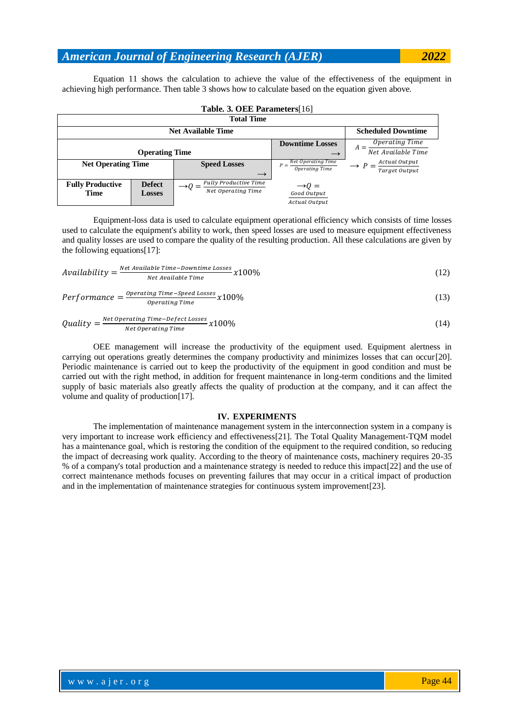Equation 11 shows the calculation to achieve the value of the effectiveness of the equipment in achieving high performance. Then table 3 shows how to calculate based on the equation given above.

**Table. 3. OEE Parameters**[16]

| Total Time | | | | |
|---|---|---|---|---|
| **Net Available Time** | | | | **Scheduled Downtime** |
| **Operating Time** | | | **Downtime Losses** → | $A = \frac{Operating\ Time}{Net\ Available\ Time}$ |
| **Net Operating Time** | | **Speed Losses** → | $P = \frac{Net\ Operating\ Time}{Operating\ Time}$ | → $P = \frac{Actual\ Output}{Target\ Output}$ |
| **Fully Productive Time** | **Defect Losses** | → $Q = \frac{Fully\ Productive\ Time}{Net\ Operating\ Time}$ | → $Q = \frac{Good\ Output}{Actual\ Output}$ | |

Equipment-loss data is used to calculate equipment operational efficiency which consists of time losses used to calculate the equipment's ability to work, then speed losses are used to measure equipment effectiveness and quality losses are used to compare the quality of the resulting production. All these calculations are given by the following equations[17]:

$$Availability = \frac{Net\ Available\ Time - Downtime\ Losses}{Net\ Available\ Time} x100\% \tag{12}$$

$$Performance = \frac{Operating\ Time - Speed\ Losses}{Operating\ Time} x100\% \tag{13}$$

$$Quality = \frac{Net\ Operating\ Time - Defect\ Losses}{Net\ Operating\ Time} x100\% \tag{14}$$

OEE management will increase the productivity of the equipment used. Equipment alertness in carrying out operations greatly determines the company productivity and minimizes losses that can occur[20]. Periodic maintenance is carried out to keep the productivity of the equipment in good condition and must be carried out with the right method, in addition for frequent maintenance in long-term conditions and the limited supply of basic materials also greatly affects the quality of production at the company, and it can affect the volume and quality of production[17].

## IV. EXPERIMENTS

The implementation of maintenance management system in the interconnection system in a company is very important to increase work efficiency and effectiveness[21]. The Total Quality Management-TQM model has a maintenance goal, which is restoring the condition of the equipment to the required condition, so reducing the impact of decreasing work quality. According to the theory of maintenance costs, machinery requires 20-35 % of a company's total production and a maintenance strategy is needed to reduce this impact[22] and the use of correct maintenance methods focuses on preventing failures that may occur in a critical impact of production and in the implementation of maintenance strategies for continuous system improvement[23].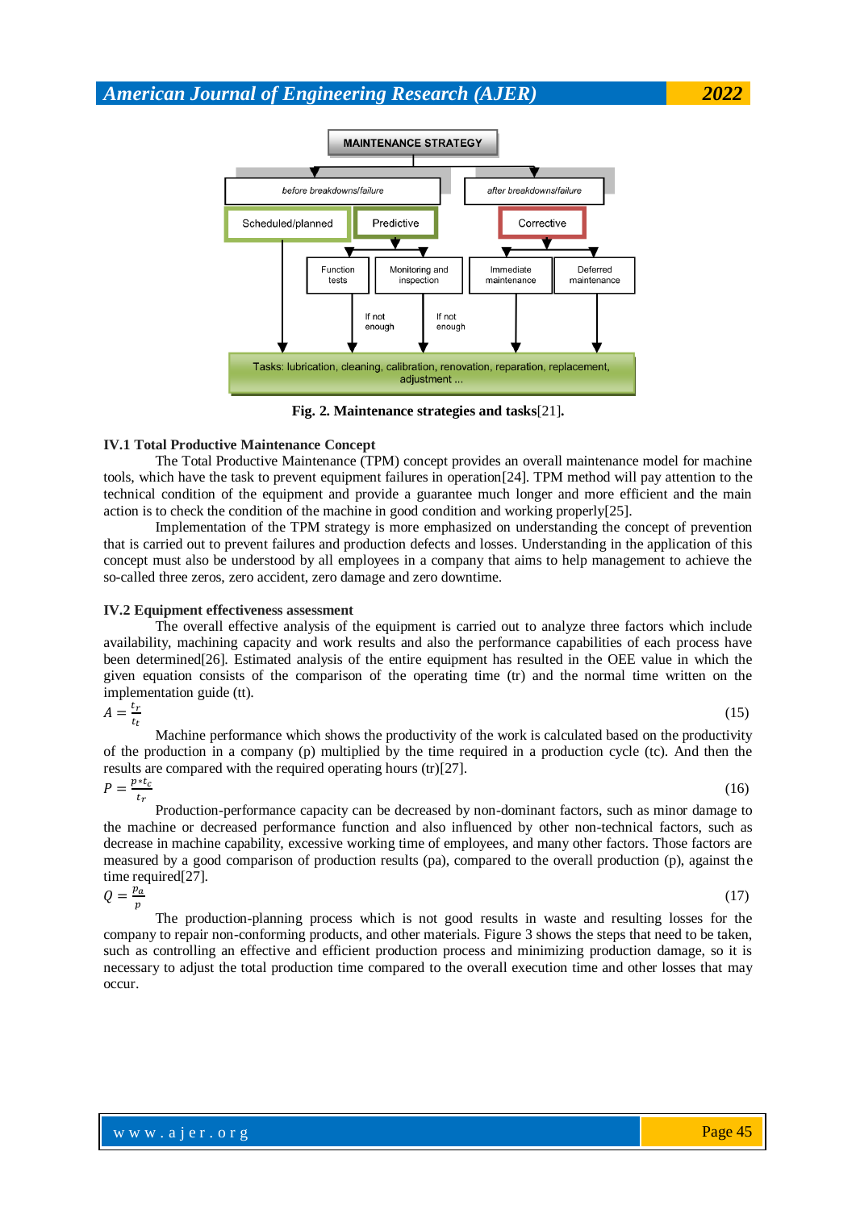Fig. 2. **Maintenance strategies and tasks**[21].

### IV.1 Total Productive Maintenance Concept

The Total Productive Maintenance (TPM) concept provides an overall maintenance model for machine tools, which have the task to prevent equipment failures in operation[24]. TPM method will pay attention to the technical condition of the equipment and provide a guarantee much longer and more efficient and the main action is to check the condition of the machine in good condition and working properly[25].

Implementation of the TPM strategy is more emphasized on understanding the concept of prevention that is carried out to prevent failures and production defects and losses. Understanding in the application of this concept must also be understood by all employees in a company that aims to help management to achieve the so-called three zeros, zero accident, zero damage and zero downtime.

### IV.2 Equipment effectiveness assessment

The overall effective analysis of the equipment is carried out to analyze three factors which include availability, machining capacity and work results and also the performance capabilities of each process have been determined[26]. Estimated analysis of the entire equipment has resulted in the OEE value in which the given equation consists of the comparison of the operating time (tr) and the normal time written on the implementation guide (tt).

$$A = \frac{t_r}{t_t} \tag{15}$$

Machine performance which shows the productivity of the work is calculated based on the productivity of the production in a company (p) multiplied by the time required in a production cycle (tc). And then the results are compared with the required operating hours (tr)[27].

$$P = \frac{p * t_c}{t_r} \tag{16}$$

Production-performance capacity can be decreased by non-dominant factors, such as minor damage to the machine or decreased performance function and also influenced by other non-technical factors, such as decrease in machine capability, excessive working time of employees, and many other factors. Those factors are measured by a good comparison of production results (pa), compared to the overall production (p), against the time required[27].

$$Q = \frac{p_a}{p} \tag{17}$$

The production-planning process which is not good results in waste and resulting losses for the company to repair non-conforming products, and other materials. Figure 3 shows the steps that need to be taken, such as controlling an effective and efficient production process and minimizing production damage, so it is necessary to adjust the total production time compared to the overall execution time and other losses that may occur.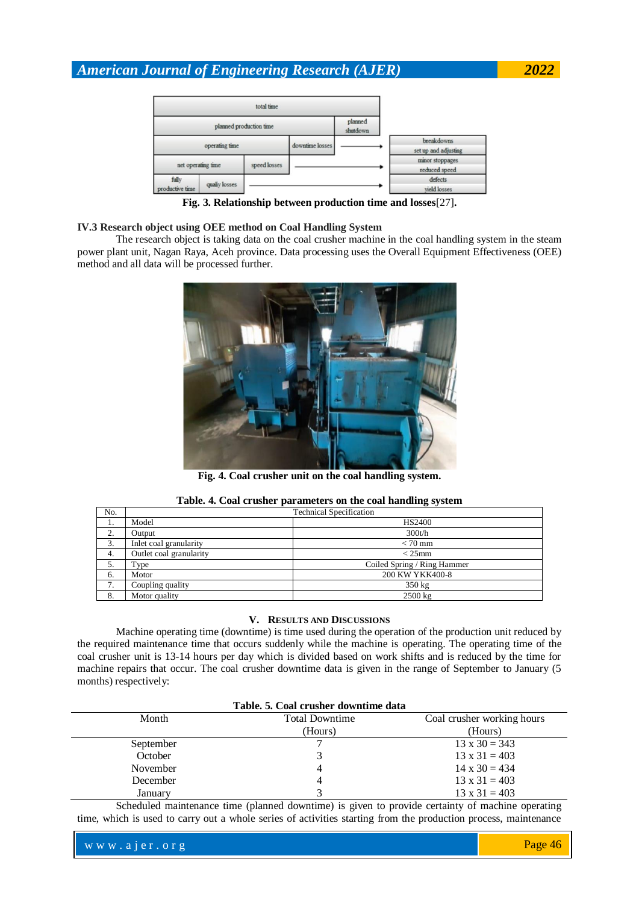Fig. 3. Relationship between production time and losses[27].

### IV.3 Research object using OEE method on Coal Handling System

The research object is taking data on the coal crusher machine in the coal handling system in the steam power plant unit, Nagan Raya, Aceh province. Data processing uses the Overall Equipment Effectiveness (OEE) method and all data will be processed further.

Fig. 4. Coal crusher unit on the coal handling system.

**Table. 4. Coal crusher parameters on the coal handling system**

| No. | Technical Specification | |
|---|---|---|
| 1. | Model | HS2400 |
| 2. | Output | 300t/h |
| 3. | Inlet coal granularity | < 70 mm |
| 4. | Outlet coal granularity | < 25mm |
| 5. | Type | Coiled Spring / Ring Hammer |
| 6. | Motor | 200 KW YKK400-8 |
| 7. | Coupling quality | 350 kg |
| 8. | Motor quality | 2500 kg |

## V. RESULTS AND DISCUSSIONS

Machine operating time (downtime) is time used during the operation of the production unit reduced by the required maintenance time that occurs suddenly while the machine is operating. The operating time of the coal crusher unit is 13-14 hours per day which is divided based on work shifts and is reduced by the time for machine repairs that occur. The coal crusher downtime data is given in the range of September to January (5 months) respectively:

**Table. 5. Coal crusher downtime data**

| Month | Total Downtime (Hours) | Coal crusher working hours (Hours) |
|---|---|---|
| September | 7 | 13 x 30 = 343 |
| October | 3 | 13 x 31 = 403 |
| November | 4 | 14 x 30 = 434 |
| December | 4 | 13 x 31 = 403 |
| January | 3 | 13 x 31 = 403 |

Scheduled maintenance time (planned downtime) is given to provide certainty of machine operating time, which is used to carry out a whole series of activities starting from the production process, maintenance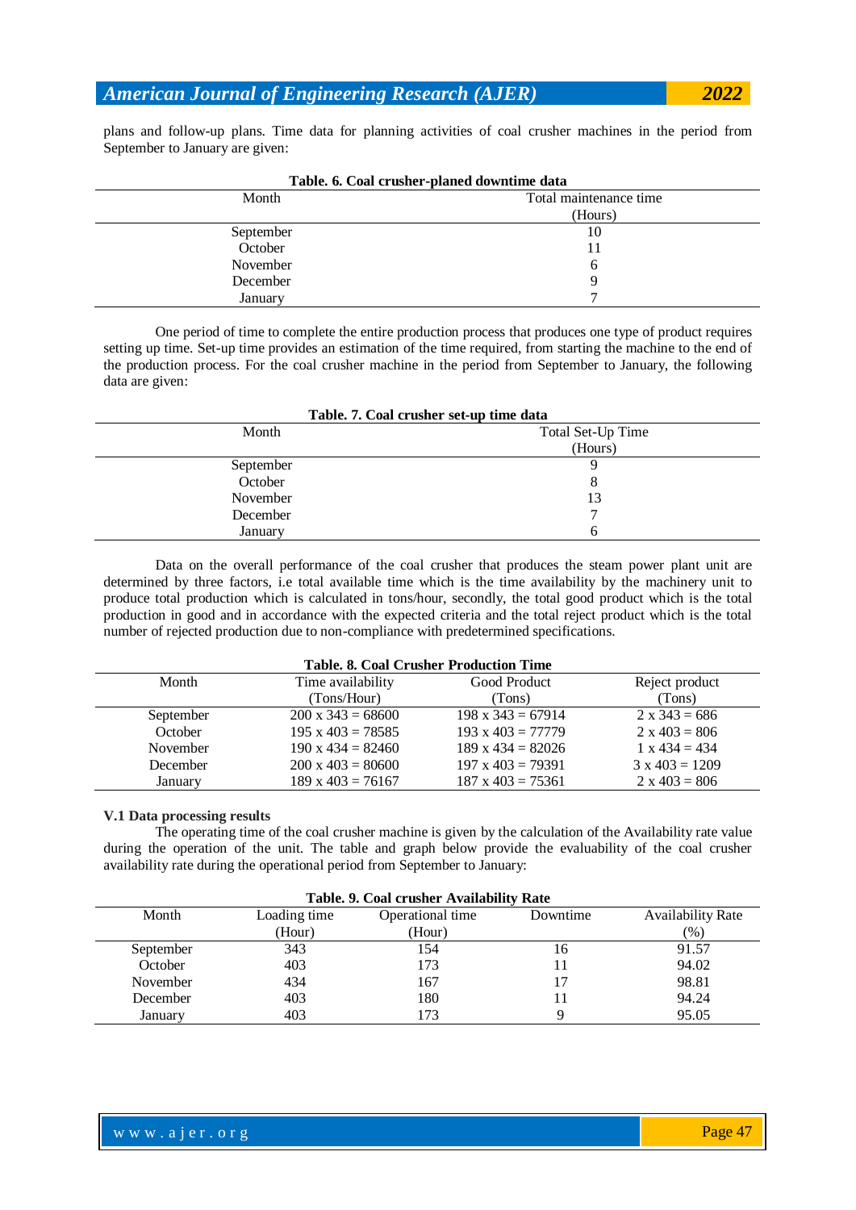plans and follow-up plans. Time data for planning activities of coal crusher machines in the period from September to January are given:

**Table. 6. Coal crusher-planed downtime data**

| Month | Total maintenance time (Hours) |
|---|---|
| September | 10 |
| October | 11 |
| November | 6 |
| December | 9 |
| January | 7 |

One period of time to complete the entire production process that produces one type of product requires setting up time. Set-up time provides an estimation of the time required, from starting the machine to the end of the production process. For the coal crusher machine in the period from September to January, the following data are given:

**Table. 7. Coal crusher set-up time data**

| Month | Total Set-Up Time (Hours) |
|---|---|
| September | 9 |
| October | 8 |
| November | 13 |
| December | 7 |
| January | 6 |

Data on the overall performance of the coal crusher that produces the steam power plant unit are determined by three factors, i.e total available time which is the time availability by the machinery unit to produce total production which is calculated in tons/hour, secondly, the total good product which is the total production in good and in accordance with the expected criteria and the total reject product which is the total number of rejected production due to non-compliance with predetermined specifications.

**Table. 8. Coal Crusher Production Time**

| Month | Time availability (Tons/Hour) | Good Product (Tons) | Reject product (Tons) |
|---|---|---|---|
| September | 200 x 343 = 68600 | 198 x 343 = 67914 | 2 x 343 = 686 |
| October | 195 x 403 = 78585 | 193 x 403 = 77779 | 2 x 403 = 806 |
| November | 190 x 434 = 82460 | 189 x 434 = 82026 | 1 x 434 = 434 |
| December | 200 x 403 = 80600 | 197 x 403 = 79391 | 3 x 403 = 1209 |
| January | 189 x 403 = 76167 | 187 x 403 = 75361 | 2 x 403 = 806 |

**V.1 Data processing results**

The operating time of the coal crusher machine is given by the calculation of the Availability rate value during the operation of the unit. The table and graph below provide the evaluability of the coal crusher availability rate during the operational period from September to January:

**Table. 9. Coal crusher Availability Rate**

| Month | Loading time (Hour) | Operational time (Hour) | Downtime | Availability Rate (%) |
|---|---|---|---|---|
| September | 343 | 154 | 16 | 91.57 |
| October | 403 | 173 | 11 | 94.02 |
| November | 434 | 167 | 17 | 98.81 |
| December | 403 | 180 | 11 | 94.24 |
| January | 403 | 173 | 9 | 95.05 |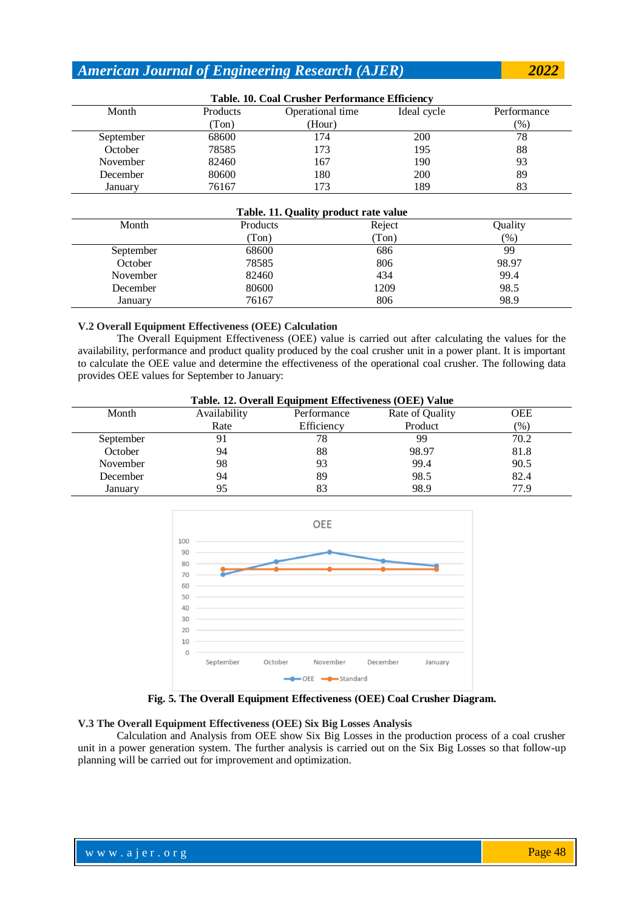**Table. 10. Coal Crusher Performance Efficiency**

| Month | Products (Ton) | Operational time (Hour) | Ideal cycle | Performance (%) |
|---|---|---|---|---|
| September | 68600 | 174 | 200 | 78 |
| October | 78585 | 173 | 195 | 88 |
| November | 82460 | 167 | 190 | 93 |
| December | 80600 | 180 | 200 | 89 |
| January | 76167 | 173 | 189 | 83 |

**Table. 11. Quality product rate value**

| Month | Products (Ton) | Reject (Ton) | Quality (%) |
|---|---|---|---|
| September | 68600 | 686 | 99 |
| October | 78585 | 806 | 98.97 |
| November | 82460 | 434 | 99.4 |
| December | 80600 | 1209 | 98.5 |
| January | 76167 | 806 | 98.9 |

### V.2 Overall Equipment Effectiveness (OEE) Calculation

The Overall Equipment Effectiveness (OEE) value is carried out after calculating the values for the availability, performance and product quality produced by the coal crusher unit in a power plant. It is important to calculate the OEE value and determine the effectiveness of the operational coal crusher. The following data provides OEE values for September to January:

**Table. 12. Overall Equipment Effectiveness (OEE) Value**

| Month | Availability Rate | Performance Efficiency | Rate of Quality Product | OEE (%) |
|---|---|---|---|---|
| September | 91 | 78 | 99 | 70.2 |
| October | 94 | 88 | 98.97 | 81.8 |
| November | 98 | 93 | 99.4 | 90.5 |
| December | 94 | 89 | 98.5 | 82.4 |
| January | 95 | 83 | 98.9 | 77.9 |

**Fig. 5. The Overall Equipment Effectiveness (OEE) Coal Crusher Diagram.**

### V.3 The Overall Equipment Effectiveness (OEE) Six Big Losses Analysis

Calculation and Analysis from OEE show Six Big Losses in the production process of a coal crusher unit in a power generation system. The further analysis is carried out on the Six Big Losses so that follow-up planning will be carried out for improvement and optimization.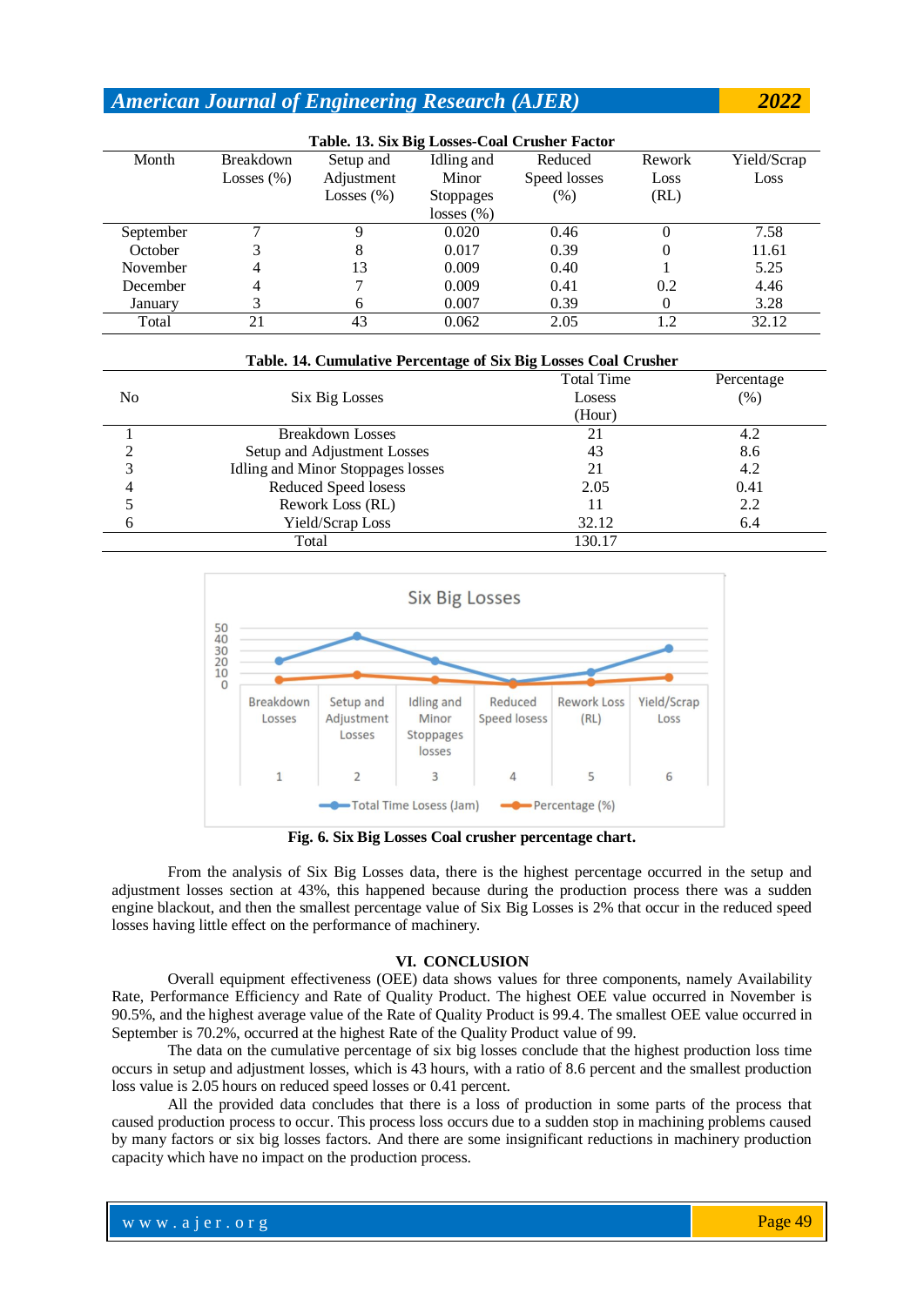**Table. 13. Six Big Losses-Coal Crusher Factor**

| Month | Breakdown Losses (%) | Setup and Adjustment Losses (%) | Idling and Minor Stoppages losses (%) | Reduced Speed losses (%) | Rework Loss (RL) | Yield/Scrap Loss |
|---|---|---|---|---|---|---|
| September | 7 | 9 | 0.020 | 0.46 | 0 | 7.58 |
| October | 3 | 8 | 0.017 | 0.39 | 0 | 11.61 |
| November | 4 | 13 | 0.009 | 0.40 | 1 | 5.25 |
| December | 4 | 7 | 0.009 | 0.41 | 0.2 | 4.46 |
| January | 3 | 6 | 0.007 | 0.39 | 0 | 3.28 |
| Total | 21 | 43 | 0.062 | 2.05 | 1.2 | 32.12 |

**Table. 14. Cumulative Percentage of Six Big Losses Coal Crusher**

| No | Six Big Losses | Total Time Losess (Hour) | Percentage (%) |
|---|---|---|---|
| 1 | Breakdown Losses | 21 | 4.2 |
| 2 | Setup and Adjustment Losses | 43 | 8.6 |
| 3 | Idling and Minor Stoppages losses | 21 | 4.2 |
| 4 | Reduced Speed losess | 2.05 | 0.41 |
| 5 | Rework Loss (RL) | 11 | 2.2 |
| 6 | Yield/Scrap Loss | 32.12 | 6.4 |
| | Total | 130.17 | |

**Fig. 6. Six Big Losses Coal crusher percentage chart.**

From the analysis of Six Big Losses data, there is the highest percentage occurred in the setup and adjustment losses section at 43%, this happened because during the production process there was a sudden engine blackout, and then the smallest percentage value of Six Big Losses is 2% that occur in the reduced speed losses having little effect on the performance of machinery.

## VI. CONCLUSION

Overall equipment effectiveness (OEE) data shows values for three components, namely Availability Rate, Performance Efficiency and Rate of Quality Product. The highest OEE value occurred in November is 90.5%, and the highest average value of the Rate of Quality Product is 99.4. The smallest OEE value occurred in September is 70.2%, occurred at the highest Rate of the Quality Product value of 99.

The data on the cumulative percentage of six big losses conclude that the highest production loss time occurs in setup and adjustment losses, which is 43 hours, with a ratio of 8.6 percent and the smallest production loss value is 2.05 hours on reduced speed losses or 0.41 percent.

All the provided data concludes that there is a loss of production in some parts of the process that caused production process to occur. This process loss occurs due to a sudden stop in machining problems caused by many factors or six big losses factors. And there are some insignificant reductions in machinery production capacity which have no impact on the production process.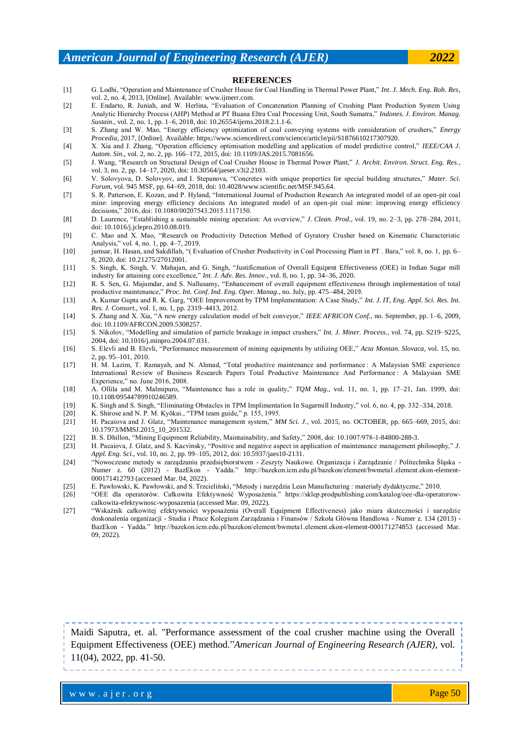## REFERENCES

[1] G. Lodhi, "Operation and Maintenance of Crusher House for Coal Handling in Thermal Power Plant," *Int. J. Mech. Eng. Rob. Res*, vol. 2, no. 4, 2013, [Online]. Available: www.ijmerr.com.

[2] E. Endarto, R. Juniah, and W. Herlina, "Evaluation of Concatenation Planning of Crushing Plant Production System Using Analytic Hierarchy Process (AHP) Method at PT Buana Eltra Coal Processing Unit, South Sumatra," *Indones. J. Environ. Manag. Sustain.*, vol. 2, no. 1, pp. 1–6, 2018, doi: 10.26554/ijems.2018.2.1.1-6.

[3] S. Zhang and W. Mao, "Energy efficiency optimization of coal conveying systems with consideration of crushers," *Energy Procedia*, 2017, [Online]. Available: https://www.sciencedirect.com/science/article/pii/S1876610217307920.

[4] X. Xia and J. Zhang, "Operation efficiency optimisation modelling and application of model predictive control," *IEEE/CAA J. Autom. Sin.*, vol. 2, no. 2, pp. 166–172, 2015, doi: 10.1109/JAS.2015.7081656.

[5] J. Wang, "Research on Structural Design of Coal Crusher House in Thermal Power Plant," *J. Archit. Environ. Struct. Eng. Res.*, vol. 3, no. 2, pp. 14–17, 2020, doi: 10.30564/jaeser.v3i2.2103.

[6] V. Solovyova, D. Solovyov, and I. Stepanova, "Concretes with unique properties for special building structures," *Mater. Sci. Forum*, vol. 945 MSF, pp. 64–69, 2018, doi: 10.4028/www.scientific.net/MSF.945.64.

[7] S. R. Patterson, E. Kozan, and P. Hyland, "International Journal of Production Research An integrated model of an open-pit coal mine: improving energy efficiency decisions An integrated model of an open-pit coal mine: improving energy efficiency decisions," 2016, doi: 10.1080/00207543.2015.1117150.

[8] D. Laurence, "Establishing a sustainable mining operation: An overview," *J. Clean. Prod.*, vol. 19, no. 2–3, pp. 278–284, 2011, doi: 10.1016/j.jclepro.2010.08.019.

[9] C. Mao and X. Mao, "Research on Productivity Detection Method of Gyratory Crusher based on Kinematic Characteristic Analysis," vol. 4, no. 1, pp. 4–7, 2019.

[10] jumsar, H. Hasan, and Sakdillah, "( Evaluation of Crusher Productivity in Coal Processing Plant in PT . Bara," vol. 8, no. 1, pp. 6–8, 2020, doi: 10.21275/27012001.

[11] S. Singh, K. Singh, V. Mahajan, and G. Singh, "Justificmation of Overall Equipent Effectiveness (OEE) in Indian Sugar mill industry for attaining core excellence," *Int. J. Adv. Res. Innov.*, vol. 8, no. 1, pp. 34–36, 2020.

[12] R. S. Sen, G. Majumdar, and S. Nallusamy, "Enhancement of overall equipment effectiveness through implementation of total productive maintenance," *Proc. Int. Conf. Ind. Eng. Oper. Manag.*, no. July, pp. 475–484, 2019.

[13] A. Kumar Gupta and R. K. Garg, "OEE Improvement by TPM Implementation: A Case Study," *Int. J. IT, Eng. Appl. Sci. Res. Int. Res. J. Consort.*, vol. 1, no. 1, pp. 2319–4413, 2012.

[14] S. Zhang and X. Xia, "A new energy calculation model of belt conveyor," *IEEE AFRICON Conf.*, no. September, pp. 1–6, 2009, doi: 10.1109/AFRCON.2009.5308257.

[15] S. Nikolov, "Modelling and simulation of particle breakage in impact crushers," *Int. J. Miner. Process.*, vol. 74, pp. S219–S225, 2004, doi: 10.1016/j.minpro.2004.07.031.

[16] S. Elevli and B. Elevli, "Performance measurement of mining equipments by utilizing OEE," *Acta Montan. Slovaca*, vol. 15, no. 2, pp. 95–101, 2010.

[17] H. M. Lazim, T. Ramayah, and N. Ahmad, "Total productive maintenance and performance : A Malaysian SME experience International Review of Business Research Papers Total Productive Maintenance And Performance : A Malaysian SME Experience," no. June 2016, 2008.

[18] A. Ollila and M. Malmipuro, "Maintenance has a role in quality," *TQM Mag.*, vol. 11, no. 1, pp. 17–21, Jan. 1999, doi: 10.1108/09544789910246589.

[19] K. Singh and S. Singh, "Eliminating Obstacles in TPM Implimentation In Sugarmill Industry," vol. 6, no. 4, pp. 332–334, 2018.

[20] K. Shirose and N. P. M. Kyōkai., "TPM team guide," p. 155, 1995.

[21] H. Pacaiova and J. Glatz, "Maintenance management system," *MM Sci. J.*, vol. 2015, no. OCTOBER, pp. 665–669, 2015, doi: 10.17973/MMSJ.2015_10_201532.

[22] B. S. Dhillon, "Mining Equipment Reliability, Maintainability, and Safety," 2008, doi: 10.1007/978-1-84800-288-3.

[23] H. Pacaiova, J. Glatz, and S. Kacvinsky, "Positive and negative aspect in application of maintenance management philosophy," *J. Appl. Eng. Sci.*, vol. 10, no. 2, pp. 99–105, 2012, doi: 10.5937/jaes10-2131.

[24] "Nowoczesne metody w zarządzaniu przedsiębiorstwem - Zeszyty Naukowe. Organizacja i Zarządzanie / Politechnika Śląska - Numer z. 60 (2012) - BazEkon - Yadda." http://bazekon.icm.edu.pl/bazekon/element/bwmeta1.element.ekon-element-000171412793 (accessed Mar. 04, 2022).

[25] E. Pawłowski, K. Pawłowski, and S. Trzcieliński, "Metody i narzędzia Lean Manufacturing : materiały dydaktyczne," 2010.

[26] "OEE dla operatorów. Całkowita Efektywność Wyposażenia." https://sklep.prodpublishing.com/katalog/oee-dla-operatorow-calkowita-efektywnosc-wyposazenia (accessed Mar. 09, 2022).

[27] "Wskaźnik całkowitej efektywności wyposażenia (Overall Equipment Effectiveness) jako miara skuteczności i narzędzie doskonalenia organizacji - Studia i Prace Kolegium Zarządzania i Finansów / Szkoła Główna Handlowa - Numer z. 134 (2013) - BazEkon - Yadda." http://bazekon.icm.edu.pl/bazekon/element/bwmeta1.element.ekon-element-000171274853 (accessed Mar. 09, 2022).

Maidi Saputra, et. al. "Performance assessment of the coal crusher machine using the Overall Equipment Effectiveness (OEE) method."*American Journal of Engineering Research (AJER)*, vol. 11(04), 2022, pp. 41-50.